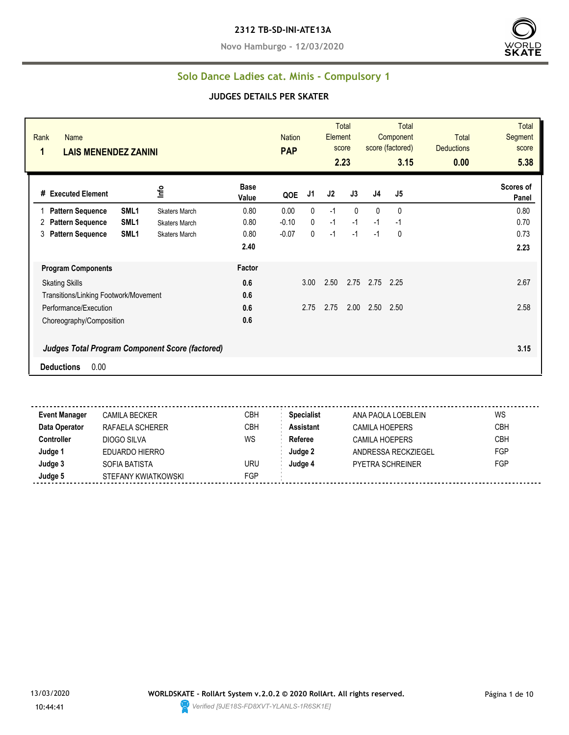# 2312 TB-SD-INI-ATE13A

**Novo Hamburgo - 12/03/2020**

## Solo Dance Ladies cat. Minis - Compulsory 1

### JUDGES DETAILS PER SKATER

| Rank | Name | Nation | Total Element score | Total Component score (factored) | Total Deductions | Total Segment score |
|---|---|---|---|---|---|---|
| 1 | LAIS MENENDEZ ZANINI | PAP | 2.23 | 3.15 | 0.00 | 5.38 |

| # | Executed Element | | Info | Base Value | QOE | J1 | J2 | J3 | J4 | J5 | Scores of Panel |
|---|---|---|---|---|---|---|---|---|---|---|---|
| 1 | Pattern Sequence | SML1 | Skaters March | 0.80 | 0.00 | 0 | -1 | 0 | 0 | 0 | 0.80 |
| 2 | Pattern Sequence | SML1 | Skaters March | 0.80 | -0.10 | 0 | -1 | -1 | -1 | -1 | 0.70 |
| 3 | Pattern Sequence | SML1 | Skaters March | 0.80 | -0.07 | 0 | -1 | -1 | -1 | 0 | 0.73 |
| | | | | 2.40 | | | | | | | 2.23 |

| Program Components | Factor | J1 | J2 | J3 | J4 | J5 | |
|---|---|---|---|---|---|---|---|
| Skating Skills | 0.6 | 3.00 | 2.50 | 2.75 | 2.75 | 2.25 | 2.67 |
| Transitions/Linking Footwork/Movement | 0.6 | | | | | | |
| Performance/Execution | 0.6 | 2.75 | 2.75 | 2.00 | 2.50 | 2.50 | 2.58 |
| Choreography/Composition | 0.6 | | | | | | |
| ***Judges Total Program Component Score (factored)*** | | | | | | | 3.15 |

**Deductions** 0.00

| Role | Name | | Role | Name | |
|---|---|---|---|---|---|
| **Event Manager** | CAMILA BECKER | CBH | **Specialist** | ANA PAOLA LOEBLEIN | WS |
| **Data Operator** | RAFAELA SCHERER | CBH | **Assistant** | CAMILA HOEPERS | CBH |
| **Controller** | DIOGO SILVA | WS | **Referee** | CAMILA HOEPERS | CBH |
| **Judge 1** | EDUARDO HIERRO | | **Judge 2** | ANDRESSA RECKZIEGEL | FGP |
| **Judge 3** | SOFIA BATISTA | URU | **Judge 4** | PYETRA SCHREINER | FGP |
| **Judge 5** | STEFANY KWIATKOWSKI | FGP | | | |

13/03/2020 10:44:41

**WORLDSKATE - RollArt System v.2.0.2 © 2020 RollArt. All rights reserved.**

*Verified [9JE18S-FD8XVT-YLANLS-1R6SK1E]*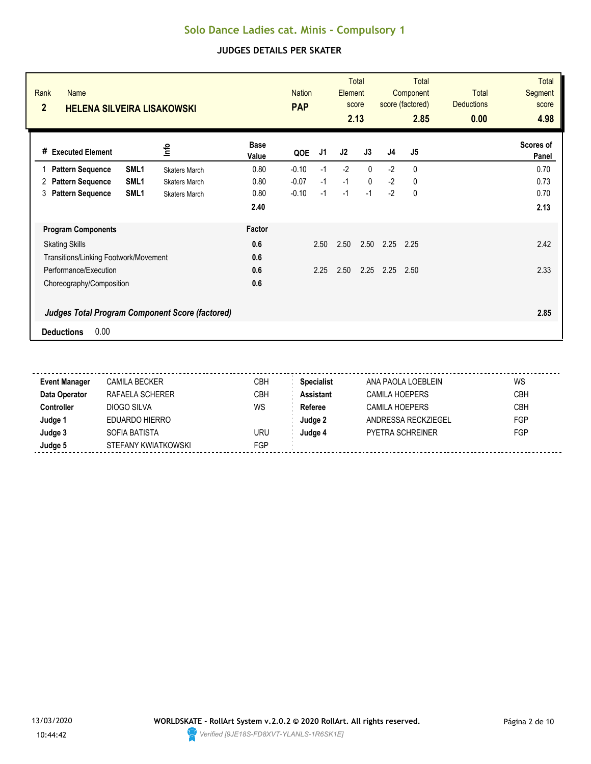# Solo Dance Ladies cat. Minis - Compulsory 1

## JUDGES DETAILS PER SKATER

| Rank | Name | Nation | Total Element score | Total Component score (factored) | Total Deductions | Total Segment score |
|---|---|---|---|---|---|---|
| **2** | **HELENA SILVEIRA LISAKOWSKI** | **PAP** | **2.13** | **2.85** | **0.00** | **4.98** |

| # | Executed Element | | Info | Base Value | QOE | J1 | J2 | J3 | J4 | J5 | Scores of Panel |
|---|---|---|---|---|---|---|---|---|---|---|---|
| 1 | **Pattern Sequence** | **SML1** | Skaters March | 0.80 | -0.10 | -1 | -2 | 0 | -2 | 0 | 0.70 |
| 2 | **Pattern Sequence** | **SML1** | Skaters March | 0.80 | -0.07 | -1 | -1 | 0 | -2 | 0 | 0.73 |
| 3 | **Pattern Sequence** | **SML1** | Skaters March | 0.80 | -0.10 | -1 | -1 | -1 | -2 | 0 | 0.70 |
| | | | | **2.40** | | | | | | | **2.13** |

| Program Components | Factor | J1 | J2 | J3 | J4 | J5 | Scores of Panel |
|---|---|---|---|---|---|---|---|
| Skating Skills | **0.6** | 2.50 | 2.50 | 2.50 | 2.25 | 2.25 | 2.42 |
| Transitions/Linking Footwork/Movement | **0.6** | | | | | | |
| Performance/Execution | **0.6** | 2.25 | 2.50 | 2.25 | 2.25 | 2.50 | 2.33 |
| Choreography/Composition | **0.6** | | | | | | |
| ***Judges Total Program Component Score (factored)*** | | | | | | | **2.85** |

**Deductions** 0.00

| | | | | | |
|---|---|---|---|---|---|
| **Event Manager** | CAMILA BECKER | CBH | **Specialist** | ANA PAOLA LOEBLEIN | WS |
| **Data Operator** | RAFAELA SCHERER | CBH | **Assistant** | CAMILA HOEPERS | CBH |
| **Controller** | DIOGO SILVA | WS | **Referee** | CAMILA HOEPERS | CBH |
| **Judge 1** | EDUARDO HIERRO | | **Judge 2** | ANDRESSA RECKZIEGEL | FGP |
| **Judge 3** | SOFIA BATISTA | URU | **Judge 4** | PYETRA SCHREINER | FGP |
| **Judge 5** | STEFANY KWIATKOWSKI | FGP | | | |

13/03/2020 10:44:42

**WORLDSKATE - RollArt System v.2.0.2 © 2020 RollArt. All rights reserved.**

*Verified [9JE18S-FD8XVT-YLANLS-1R6SK1E]*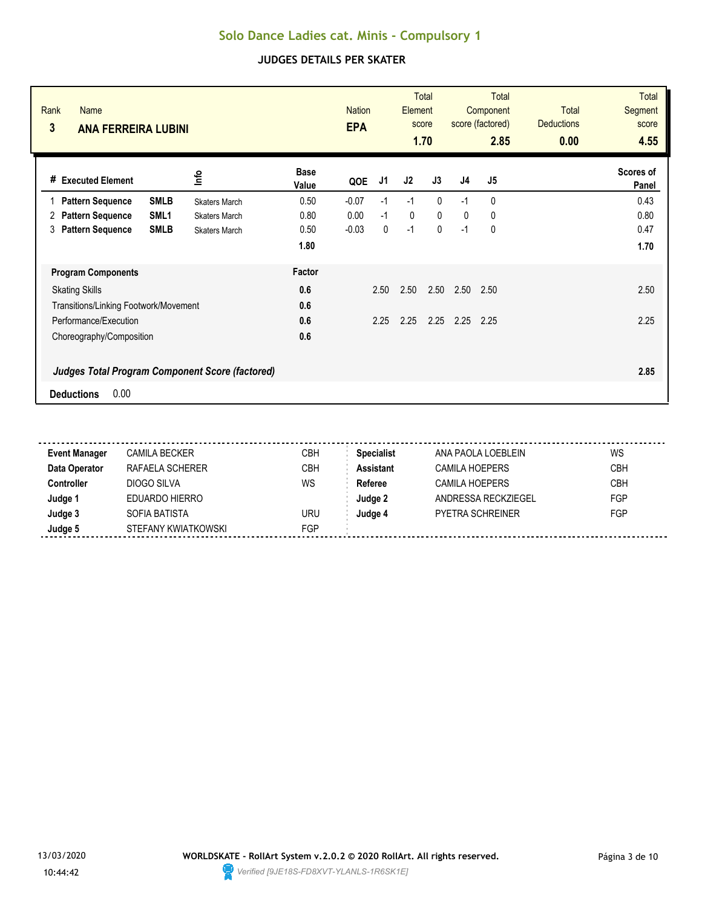# Solo Dance Ladies cat. Minis - Compulsory 1

## JUDGES DETAILS PER SKATER

| Rank | Name | Nation | Total Element score | Total Component score (factored) | Total Deductions | Total Segment score |
|---|---|---|---|---|---|---|
| 3 | **ANA FERREIRA LUBINI** | **EPA** | **1.70** | **2.85** | **0.00** | **4.55** |

| # | Executed Element | | Info | Base Value | QOE | J1 | J2 | J3 | J4 | J5 | Scores of Panel |
|---|---|---|---|---|---|---|---|---|---|---|---|
| 1 | **Pattern Sequence** | **SMLB** | Skaters March | 0.50 | -0.07 | -1 | -1 | 0 | -1 | 0 | 0.43 |
| 2 | **Pattern Sequence** | **SML1** | Skaters March | 0.80 | 0.00 | -1 | 0 | 0 | 0 | 0 | 0.80 |
| 3 | **Pattern Sequence** | **SMLB** | Skaters March | 0.50 | -0.03 | 0 | -1 | 0 | -1 | 0 | 0.47 |
| | | | | **1.80** | | | | | | | **1.70** |

| **Program Components** | **Factor** | J1 | J2 | J3 | J4 | J5 | |
|---|---|---|---|---|---|---|---|
| Skating Skills | **0.6** | 2.50 | 2.50 | 2.50 | 2.50 | 2.50 | 2.50 |
| Transitions/Linking Footwork/Movement | **0.6** | | | | | | |
| Performance/Execution | **0.6** | 2.25 | 2.25 | 2.25 | 2.25 | 2.25 | 2.25 |
| Choreography/Composition | **0.6** | | | | | | |
| ***Judges Total Program Component Score (factored)*** | | | | | | | **2.85** |

**Deductions** 0.00

| | | | | | |
|---|---|---|---|---|---|
| **Event Manager** | CAMILA BECKER | CBH | **Specialist** | ANA PAOLA LOEBLEIN | WS |
| **Data Operator** | RAFAELA SCHERER | CBH | **Assistant** | CAMILA HOEPERS | CBH |
| **Controller** | DIOGO SILVA | WS | **Referee** | CAMILA HOEPERS | CBH |
| **Judge 1** | EDUARDO HIERRO | | **Judge 2** | ANDRESSA RECKZIEGEL | FGP |
| **Judge 3** | SOFIA BATISTA | URU | **Judge 4** | PYETRA SCHREINER | FGP |
| **Judge 5** | STEFANY KWIATKOWSKI | FGP | | | |

13/03/2020 10:44:42

**WORLDSKATE - RollArt System v.2.0.2 © 2020 RollArt. All rights reserved.**

*Verified [9JE18S-FD8XVT-YLANLS-1R6SK1E]*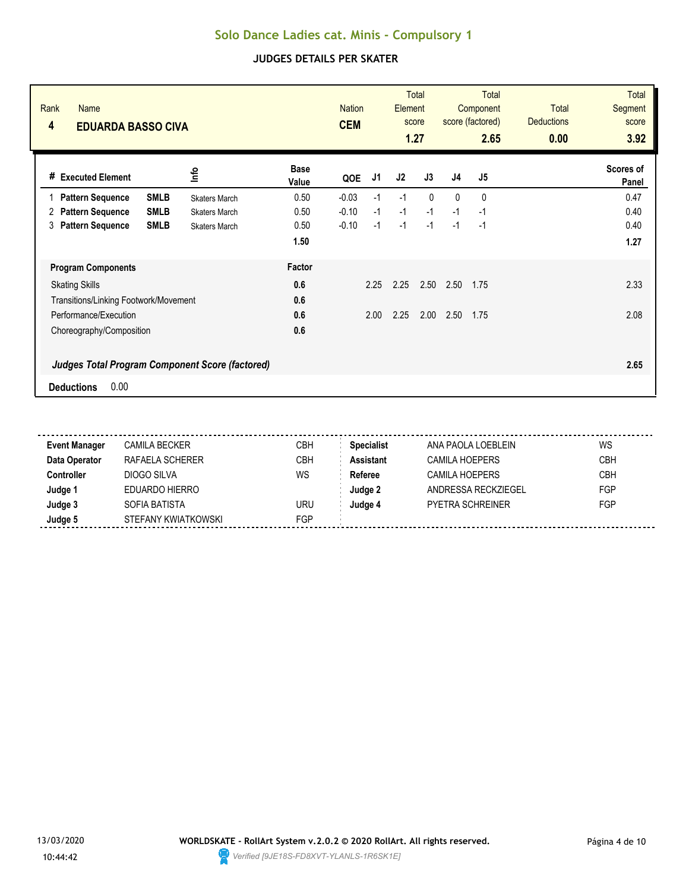# Solo Dance Ladies cat. Minis - Compulsory 1

## JUDGES DETAILS PER SKATER

| Rank | Name | Nation | Total Element score | Total Component score (factored) | Total Deductions | Total Segment score |
|---|---|---|---|---|---|---|
| 4 | **EDUARDA BASSO CIVA** | **CEM** | **1.27** | **2.65** | **0.00** | **3.92** |

| # | Executed Element | | Info | Base Value | QOE | J1 | J2 | J3 | J4 | J5 | Scores of Panel |
|---|---|---|---|---|---|---|---|---|---|---|---|
| 1 | **Pattern Sequence** | **SMLB** | Skaters March | 0.50 | -0.03 | -1 | -1 | 0 | 0 | 0 | 0.47 |
| 2 | **Pattern Sequence** | **SMLB** | Skaters March | 0.50 | -0.10 | -1 | -1 | -1 | -1 | -1 | 0.40 |
| 3 | **Pattern Sequence** | **SMLB** | Skaters March | 0.50 | -0.10 | -1 | -1 | -1 | -1 | -1 | 0.40 |
| | | | | **1.50** | | | | | | | **1.27** |

| **Program Components** | **Factor** | J1 | J2 | J3 | J4 | J5 | |
|---|---|---|---|---|---|---|---|
| Skating Skills | **0.6** | 2.25 | 2.25 | 2.50 | 2.50 | 1.75 | 2.33 |
| Transitions/Linking Footwork/Movement | **0.6** | | | | | | |
| Performance/Execution | **0.6** | 2.00 | 2.25 | 2.00 | 2.50 | 1.75 | 2.08 |
| Choreography/Composition | **0.6** | | | | | | |
| ***Judges Total Program Component Score (factored)*** | | | | | | | **2.65** |

**Deductions** 0.00

| | | | | | |
|---|---|---|---|---|---|
| **Event Manager** | CAMILA BECKER | CBH | **Specialist** | ANA PAOLA LOEBLEIN | WS |
| **Data Operator** | RAFAELA SCHERER | CBH | **Assistant** | CAMILA HOEPERS | CBH |
| **Controller** | DIOGO SILVA | WS | **Referee** | CAMILA HOEPERS | CBH |
| **Judge 1** | EDUARDO HIERRO | | **Judge 2** | ANDRESSA RECKZIEGEL | FGP |
| **Judge 3** | SOFIA BATISTA | URU | **Judge 4** | PYETRA SCHREINER | FGP |
| **Judge 5** | STEFANY KWIATKOWSKI | FGP | | | |

13/03/2020 10:44:42

**WORLDSKATE - RollArt System v.2.0.2 © 2020 RollArt. All rights reserved.**

*Verified [9JE18S-FD8XVT-YLANLS-1R6SK1E]*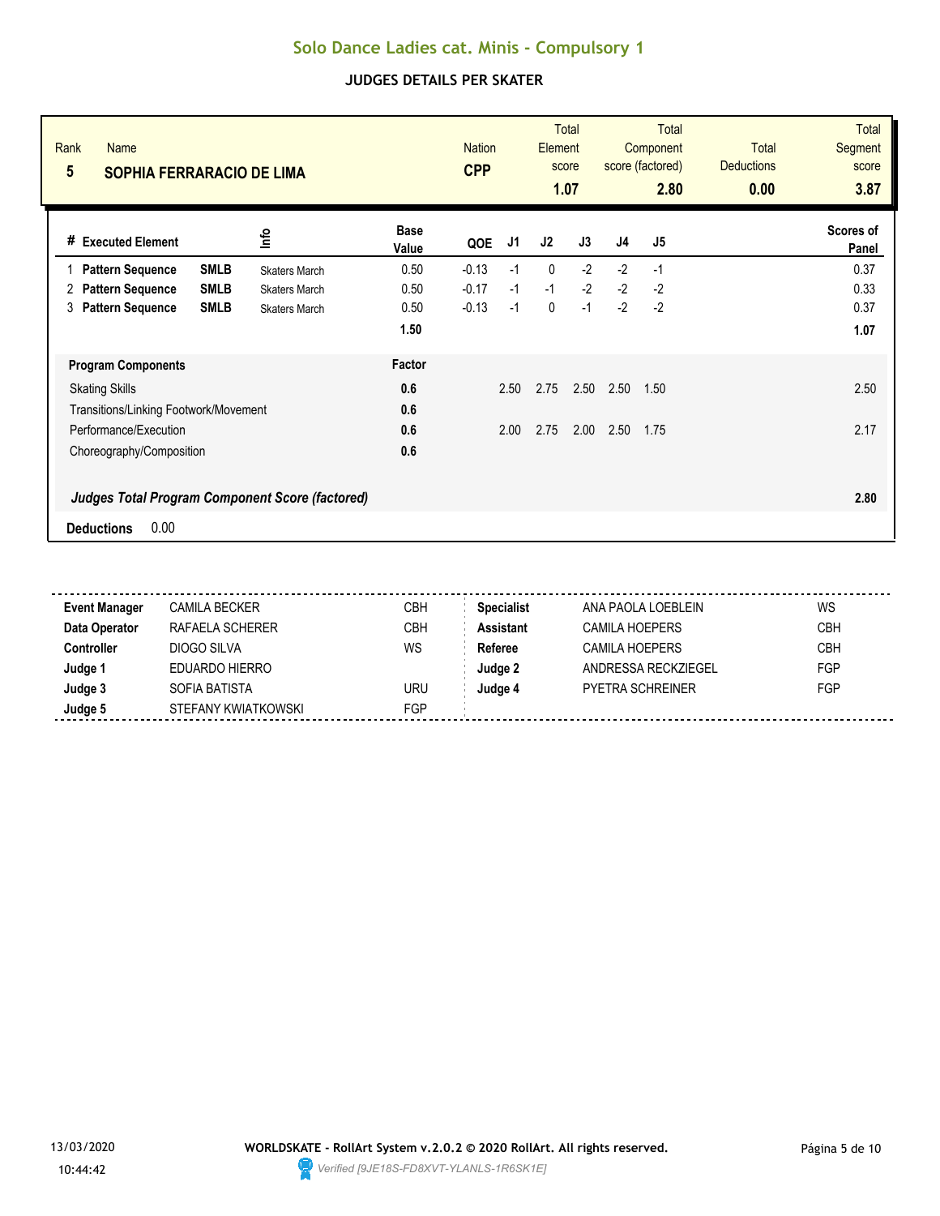# Solo Dance Ladies cat. Minis - Compulsory 1

## JUDGES DETAILS PER SKATER

| Rank | Name | Nation | Total Element score | Total Component score (factored) | Total Deductions | Total Segment score |
|---|---|---|---|---|---|---|
| 5 | **SOPHIA FERRARACIO DE LIMA** | **CPP** | **1.07** | **2.80** | **0.00** | **3.87** |

| # | Executed Element | | Info | Base Value | QOE | J1 | J2 | J3 | J4 | J5 | Scores of Panel |
|---|---|---|---|---|---|---|---|---|---|---|---|
| 1 | **Pattern Sequence** | **SMLB** | Skaters March | 0.50 | -0.13 | -1 | 0 | -2 | -2 | -1 | 0.37 |
| 2 | **Pattern Sequence** | **SMLB** | Skaters March | 0.50 | -0.17 | -1 | -1 | -2 | -2 | -2 | 0.33 |
| 3 | **Pattern Sequence** | **SMLB** | Skaters March | 0.50 | -0.13 | -1 | 0 | -1 | -2 | -2 | 0.37 |
| | | | | **1.50** | | | | | | | **1.07** |

| Program Components | Factor | J1 | J2 | J3 | J4 | J5 | |
|---|---|---|---|---|---|---|---|
| Skating Skills | **0.6** | 2.50 | 2.75 | 2.50 | 2.50 | 1.50 | 2.50 |
| Transitions/Linking Footwork/Movement | **0.6** | | | | | | |
| Performance/Execution | **0.6** | 2.00 | 2.75 | 2.00 | 2.50 | 1.75 | 2.17 |
| Choreography/Composition | **0.6** | | | | | | |
| ***Judges Total Program Component Score (factored)*** | | | | | | | **2.80** |

**Deductions** 0.00

| | | | | | |
|---|---|---|---|---|---|
| **Event Manager** | CAMILA BECKER | CBH | **Specialist** | ANA PAOLA LOEBLEIN | WS |
| **Data Operator** | RAFAELA SCHERER | CBH | **Assistant** | CAMILA HOEPERS | CBH |
| **Controller** | DIOGO SILVA | WS | **Referee** | CAMILA HOEPERS | CBH |
| **Judge 1** | EDUARDO HIERRO | | **Judge 2** | ANDRESSA RECKZIEGEL | FGP |
| **Judge 3** | SOFIA BATISTA | URU | **Judge 4** | PYETRA SCHREINER | FGP |
| **Judge 5** | STEFANY KWIATKOWSKI | FGP | | | |

13/03/2020 10:44:42

**WORLDSKATE - RollArt System v.2.0.2 © 2020 RollArt. All rights reserved.**

*Verified [9JE18S-FD8XVT-YLANLS-1R6SK1E]*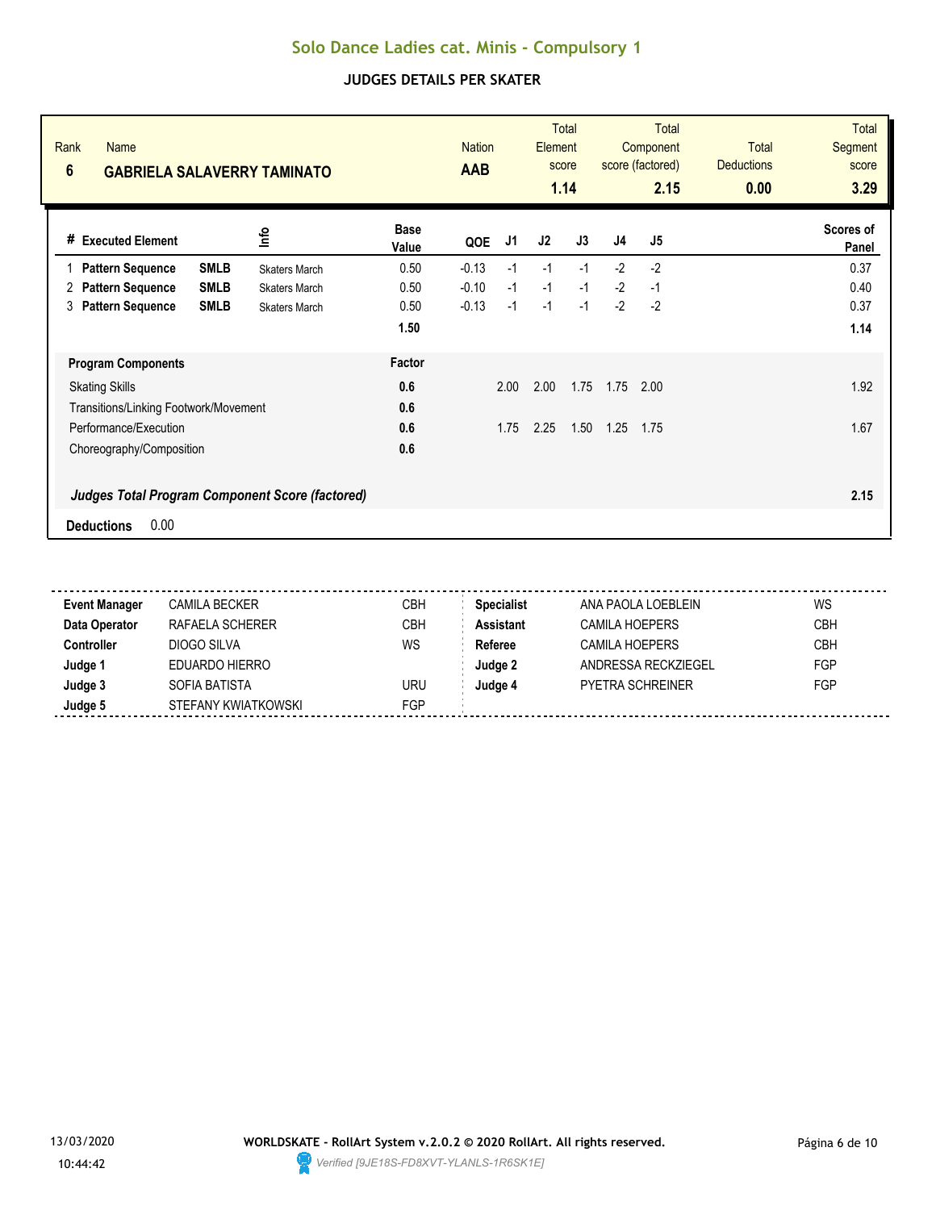# Solo Dance Ladies cat. Minis - Compulsory 1

## JUDGES DETAILS PER SKATER

| Rank | Name | Nation | Total Element score | Total Component score (factored) | Total Deductions | Total Segment score |
|---|---|---|---|---|---|---|
| 6 | **GABRIELA SALAVERRY TAMINATO** | **AAB** | **1.14** | **2.15** | **0.00** | **3.29** |

| # | Executed Element | | Info | Base Value | QOE | J1 | J2 | J3 | J4 | J5 | Scores of Panel |
|---|---|---|---|---|---|---|---|---|---|---|---|
| 1 | **Pattern Sequence** | **SMLB** | Skaters March | 0.50 | -0.13 | -1 | -1 | -1 | -2 | -2 | 0.37 |
| 2 | **Pattern Sequence** | **SMLB** | Skaters March | 0.50 | -0.10 | -1 | -1 | -1 | -2 | -1 | 0.40 |
| 3 | **Pattern Sequence** | **SMLB** | Skaters March | 0.50 | -0.13 | -1 | -1 | -1 | -2 | -2 | 0.37 |
| | | | | **1.50** | | | | | | | **1.14** |

| Program Components | Factor | J1 | J2 | J3 | J4 | J5 | |
|---|---|---|---|---|---|---|---|
| Skating Skills | **0.6** | 2.00 | 2.00 | 1.75 | 1.75 | 2.00 | 1.92 |
| Transitions/Linking Footwork/Movement | **0.6** | | | | | | |
| Performance/Execution | **0.6** | 1.75 | 2.25 | 1.50 | 1.25 | 1.75 | 1.67 |
| Choreography/Composition | **0.6** | | | | | | |
| ***Judges Total Program Component Score (factored)*** | | | | | | | **2.15** |

**Deductions** 0.00

| | | | | | |
|---|---|---|---|---|---|
| **Event Manager** | CAMILA BECKER | CBH | **Specialist** | ANA PAOLA LOEBLEIN | WS |
| **Data Operator** | RAFAELA SCHERER | CBH | **Assistant** | CAMILA HOEPERS | CBH |
| **Controller** | DIOGO SILVA | WS | **Referee** | CAMILA HOEPERS | CBH |
| **Judge 1** | EDUARDO HIERRO | | **Judge 2** | ANDRESSA RECKZIEGEL | FGP |
| **Judge 3** | SOFIA BATISTA | URU | **Judge 4** | PYETRA SCHREINER | FGP |
| **Judge 5** | STEFANY KWIATKOWSKI | FGP | | | |

13/03/2020 10:44:42

**WORLDSKATE - RollArt System v.2.0.2 © 2020 RollArt. All rights reserved.**

*Verified [9JE18S-FD8XVT-YLANLS-1R6SK1E]*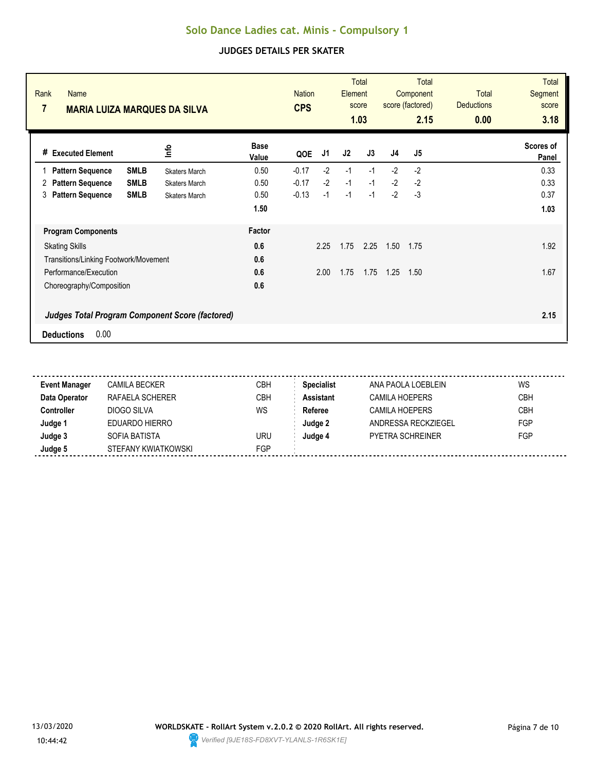# Solo Dance Ladies cat. Minis - Compulsory 1

## JUDGES DETAILS PER SKATER

| Rank | Name | Nation | Total Element score | Total Component score (factored) | Total Deductions | Total Segment score |
|---|---|---|---|---|---|---|
| **7** | **MARIA LUIZA MARQUES DA SILVA** | **CPS** | **1.03** | **2.15** | **0.00** | **3.18** |

| # | Executed Element | | Info | Base Value | QOE | J1 | J2 | J3 | J4 | J5 | Scores of Panel |
|---|---|---|---|---|---|---|---|---|---|---|---|
| 1 | **Pattern Sequence** | **SMLB** | Skaters March | 0.50 | -0.17 | -2 | -1 | -1 | -2 | -2 | 0.33 |
| 2 | **Pattern Sequence** | **SMLB** | Skaters March | 0.50 | -0.17 | -2 | -1 | -1 | -2 | -2 | 0.33 |
| 3 | **Pattern Sequence** | **SMLB** | Skaters March | 0.50 | -0.13 | -1 | -1 | -1 | -2 | -3 | 0.37 |
| | | | | **1.50** | | | | | | | **1.03** |

| **Program Components** | **Factor** | J1 | J2 | J3 | J4 | J5 | |
|---|---|---|---|---|---|---|---|
| Skating Skills | **0.6** | 2.25 | 1.75 | 2.25 | 1.50 | 1.75 | 1.92 |
| Transitions/Linking Footwork/Movement | **0.6** | | | | | | |
| Performance/Execution | **0.6** | 2.00 | 1.75 | 1.75 | 1.25 | 1.50 | 1.67 |
| Choreography/Composition | **0.6** | | | | | | |
| ***Judges Total Program Component Score (factored)*** | | | | | | | **2.15** |

**Deductions** 0.00

| | | | | | |
|---|---|---|---|---|---|
| **Event Manager** | CAMILA BECKER | CBH | **Specialist** | ANA PAOLA LOEBLEIN | WS |
| **Data Operator** | RAFAELA SCHERER | CBH | **Assistant** | CAMILA HOEPERS | CBH |
| **Controller** | DIOGO SILVA | WS | **Referee** | CAMILA HOEPERS | CBH |
| **Judge 1** | EDUARDO HIERRO | | **Judge 2** | ANDRESSA RECKZIEGEL | FGP |
| **Judge 3** | SOFIA BATISTA | URU | **Judge 4** | PYETRA SCHREINER | FGP |
| **Judge 5** | STEFANY KWIATKOWSKI | FGP | | | |

13/03/2020
10:44:42

**WORLDSKATE - RollArt System v.2.0.2 © 2020 RollArt. All rights reserved.**
*Verified [9JE18S-FD8XVT-YLANLS-1R6SK1E]*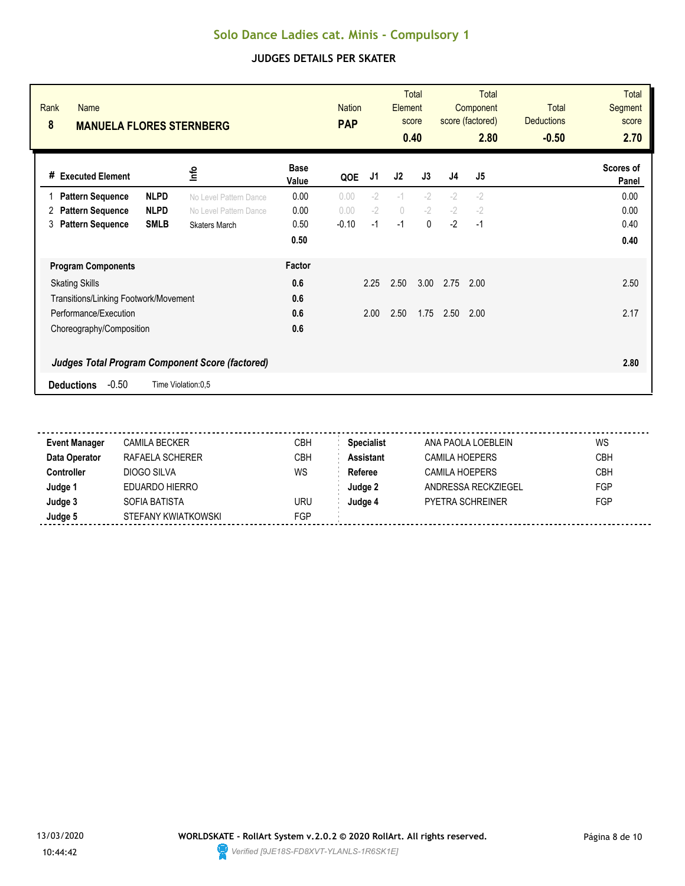# Solo Dance Ladies cat. Minis - Compulsory 1

## JUDGES DETAILS PER SKATER

| Rank | Name | Nation | Total Element score | Total Component score (factored) | Total Deductions | Total Segment score |
|---|---|---|---|---|---|---|
| 8 | **MANUELA FLORES STERNBERG** | **PAP** | 0.40 | 2.80 | -0.50 | 2.70 |

| # | Executed Element | | Info | Base Value | QOE | J1 | J2 | J3 | J4 | J5 | Scores of Panel |
|---|---|---|---|---|---|---|---|---|---|---|---|
| 1 | Pattern Sequence | NLPD | No Level Pattern Dance | 0.00 | 0.00 | -2 | -1 | -2 | -2 | -2 | 0.00 |
| 2 | Pattern Sequence | NLPD | No Level Pattern Dance | 0.00 | 0.00 | -2 | 0 | -2 | -2 | -2 | 0.00 |
| 3 | Pattern Sequence | SMLB | Skaters March | 0.50 | -0.10 | -1 | -1 | 0 | -2 | -1 | 0.40 |
| | | | | 0.50 | | | | | | | 0.40 |

| Program Components | Factor | J1 | J2 | J3 | J4 | J5 | |
|---|---|---|---|---|---|---|---|
| Skating Skills | 0.6 | 2.25 | 2.50 | 3.00 | 2.75 | 2.00 | 2.50 |
| Transitions/Linking Footwork/Movement | 0.6 | | | | | | |
| Performance/Execution | 0.6 | 2.00 | 2.50 | 1.75 | 2.50 | 2.00 | 2.17 |
| Choreography/Composition | 0.6 | | | | | | |
| *Judges Total Program Component Score (factored)* | | | | | | | 2.80 |

**Deductions** -0.50 Time Violation:0,5

| | | | | | |
|---|---|---|---|---|---|
| **Event Manager** | CAMILA BECKER | CBH | **Specialist** | ANA PAOLA LOEBLEIN | WS |
| **Data Operator** | RAFAELA SCHERER | CBH | **Assistant** | CAMILA HOEPERS | CBH |
| **Controller** | DIOGO SILVA | WS | **Referee** | CAMILA HOEPERS | CBH |
| **Judge 1** | EDUARDO HIERRO | | **Judge 2** | ANDRESSA RECKZIEGEL | FGP |
| **Judge 3** | SOFIA BATISTA | URU | **Judge 4** | PYETRA SCHREINER | FGP |
| **Judge 5** | STEFANY KWIATKOWSKI | FGP | | | |

13/03/2020
10:44:42

**WORLDSKATE - RollArt System v.2.0.2 © 2020 RollArt. All rights reserved.**
*Verified [9JE18S-FD8XVT-YLANLS-1R6SK1E]*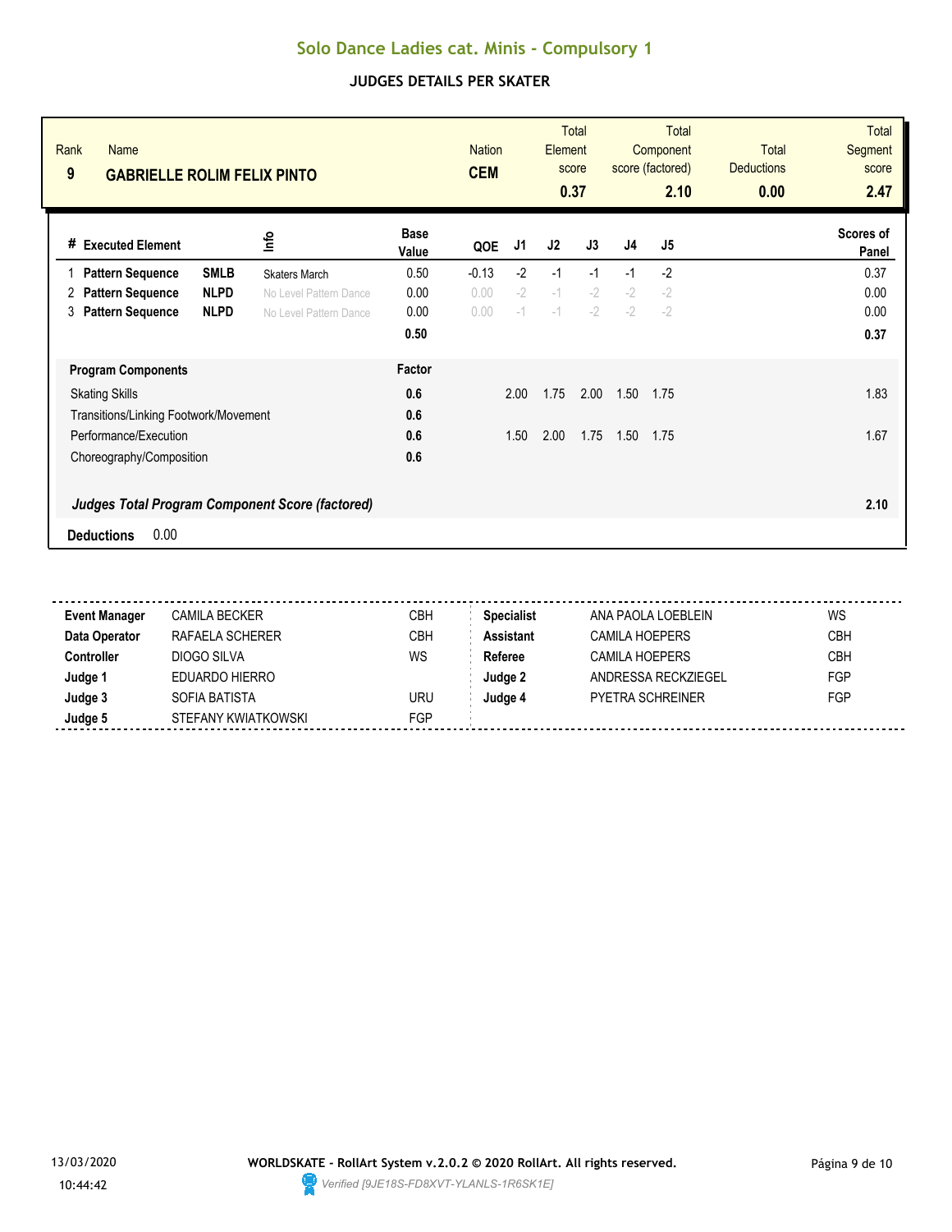# Solo Dance Ladies cat. Minis - Compulsory 1

## JUDGES DETAILS PER SKATER

| Rank | Name | Nation | Total Element score | Total Component score (factored) | Total Deductions | Total Segment score |
|---|---|---|---|---|---|---|
| 9 | GABRIELLE ROLIM FELIX PINTO | CEM | 0.37 | 2.10 | 0.00 | 2.47 |

| # | Executed Element | | Info | Base Value | QOE | J1 | J2 | J3 | J4 | J5 | Scores of Panel |
|---|---|---|---|---|---|---|---|---|---|---|---|
| 1 | Pattern Sequence | SMLB | Skaters March | 0.50 | -0.13 | -2 | -1 | -1 | -1 | -2 | 0.37 |
| 2 | Pattern Sequence | NLPD | No Level Pattern Dance | 0.00 | 0.00 | -2 | -1 | -2 | -2 | -2 | 0.00 |
| 3 | Pattern Sequence | NLPD | No Level Pattern Dance | 0.00 | 0.00 | -1 | -1 | -2 | -2 | -2 | 0.00 |
| | | | | 0.50 | | | | | | | 0.37 |

| Program Components | Factor | J1 | J2 | J3 | J4 | J5 | |
|---|---|---|---|---|---|---|---|
| Skating Skills | 0.6 | 2.00 | 1.75 | 2.00 | 1.50 | 1.75 | 1.83 |
| Transitions/Linking Footwork/Movement | 0.6 | | | | | | |
| Performance/Execution | 0.6 | 1.50 | 2.00 | 1.75 | 1.50 | 1.75 | 1.67 |
| Choreography/Composition | 0.6 | | | | | | |
| ***Judges Total Program Component Score (factored)*** | | | | | | | **2.10** |

**Deductions** 0.00

| | | | | | |
|---|---|---|---|---|---|
| **Event Manager** | CAMILA BECKER | CBH | **Specialist** | ANA PAOLA LOEBLEIN | WS |
| **Data Operator** | RAFAELA SCHERER | CBH | **Assistant** | CAMILA HOEPERS | CBH |
| **Controller** | DIOGO SILVA | WS | **Referee** | CAMILA HOEPERS | CBH |
| **Judge 1** | EDUARDO HIERRO | | **Judge 2** | ANDRESSA RECKZIEGEL | FGP |
| **Judge 3** | SOFIA BATISTA | URU | **Judge 4** | PYETRA SCHREINER | FGP |
| **Judge 5** | STEFANY KWIATKOWSKI | FGP | | | |

13/03/2020 10:44:42

**WORLDSKATE - RollArt System v.2.0.2 © 2020 RollArt. All rights reserved.**

*Verified [9JE18S-FD8XVT-YLANLS-1R6SK1E]*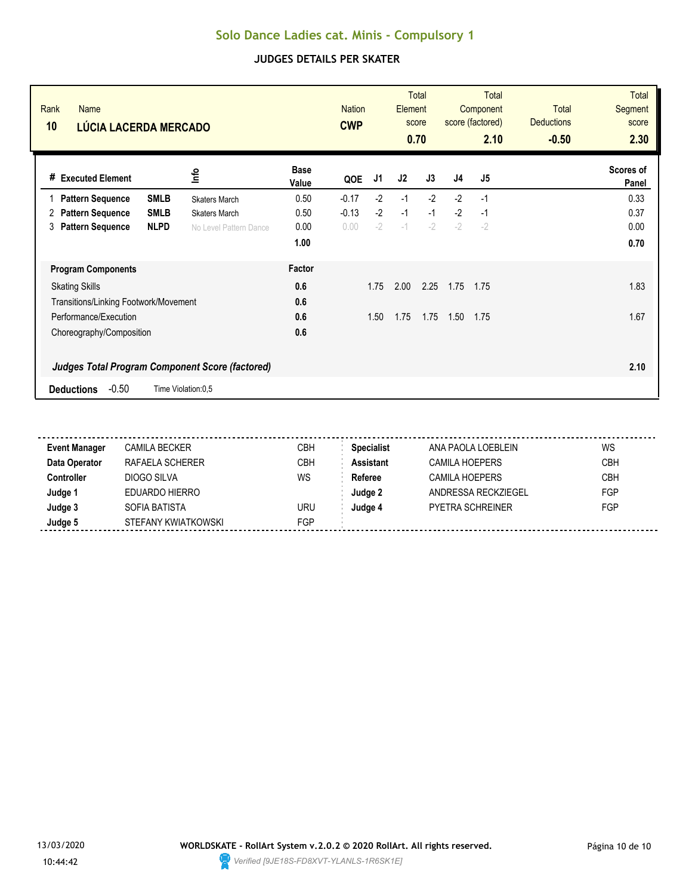# Solo Dance Ladies cat. Minis - Compulsory 1

## JUDGES DETAILS PER SKATER

| Rank | Name | Nation | Total Element score | Total Component score (factored) | Total Deductions | Total Segment score |
|---|---|---|---|---|---|---|
| 10 | LÚCIA LACERDA MERCADO | CWP | 0.70 | 2.10 | -0.50 | 2.30 |

| # | Executed Element | | Info | Base Value | QOE | J1 | J2 | J3 | J4 | J5 | Scores of Panel |
|---|---|---|---|---|---|---|---|---|---|---|---|
| 1 | Pattern Sequence | SMLB | Skaters March | 0.50 | -0.17 | -2 | -1 | -2 | -2 | -1 | 0.33 |
| 2 | Pattern Sequence | SMLB | Skaters March | 0.50 | -0.13 | -2 | -1 | -1 | -2 | -1 | 0.37 |
| 3 | Pattern Sequence | NLPD | No Level Pattern Dance | 0.00 | 0.00 | -2 | -1 | -2 | -2 | -2 | 0.00 |
| | | | | 1.00 | | | | | | | 0.70 |

| Program Components | Factor | J1 | J2 | J3 | J4 | J5 | |
|---|---|---|---|---|---|---|---|
| Skating Skills | 0.6 | 1.75 | 2.00 | 2.25 | 1.75 | 1.75 | 1.83 |
| Transitions/Linking Footwork/Movement | 0.6 | | | | | | |
| Performance/Execution | 0.6 | 1.50 | 1.75 | 1.75 | 1.50 | 1.75 | 1.67 |
| Choreography/Composition | 0.6 | | | | | | |
| ***Judges Total Program Component Score (factored)*** | | | | | | | **2.10** |

**Deductions** -0.50 Time Violation:0,5

| | | | | | |
|---|---|---|---|---|---|
| **Event Manager** | CAMILA BECKER | CBH | **Specialist** | ANA PAOLA LOEBLEIN | WS |
| **Data Operator** | RAFAELA SCHERER | CBH | **Assistant** | CAMILA HOEPERS | CBH |
| **Controller** | DIOGO SILVA | WS | **Referee** | CAMILA HOEPERS | CBH |
| **Judge 1** | EDUARDO HIERRO | | **Judge 2** | ANDRESSA RECKZIEGEL | FGP |
| **Judge 3** | SOFIA BATISTA | URU | **Judge 4** | PYETRA SCHREINER | FGP |
| **Judge 5** | STEFANY KWIATKOWSKI | FGP | | | |